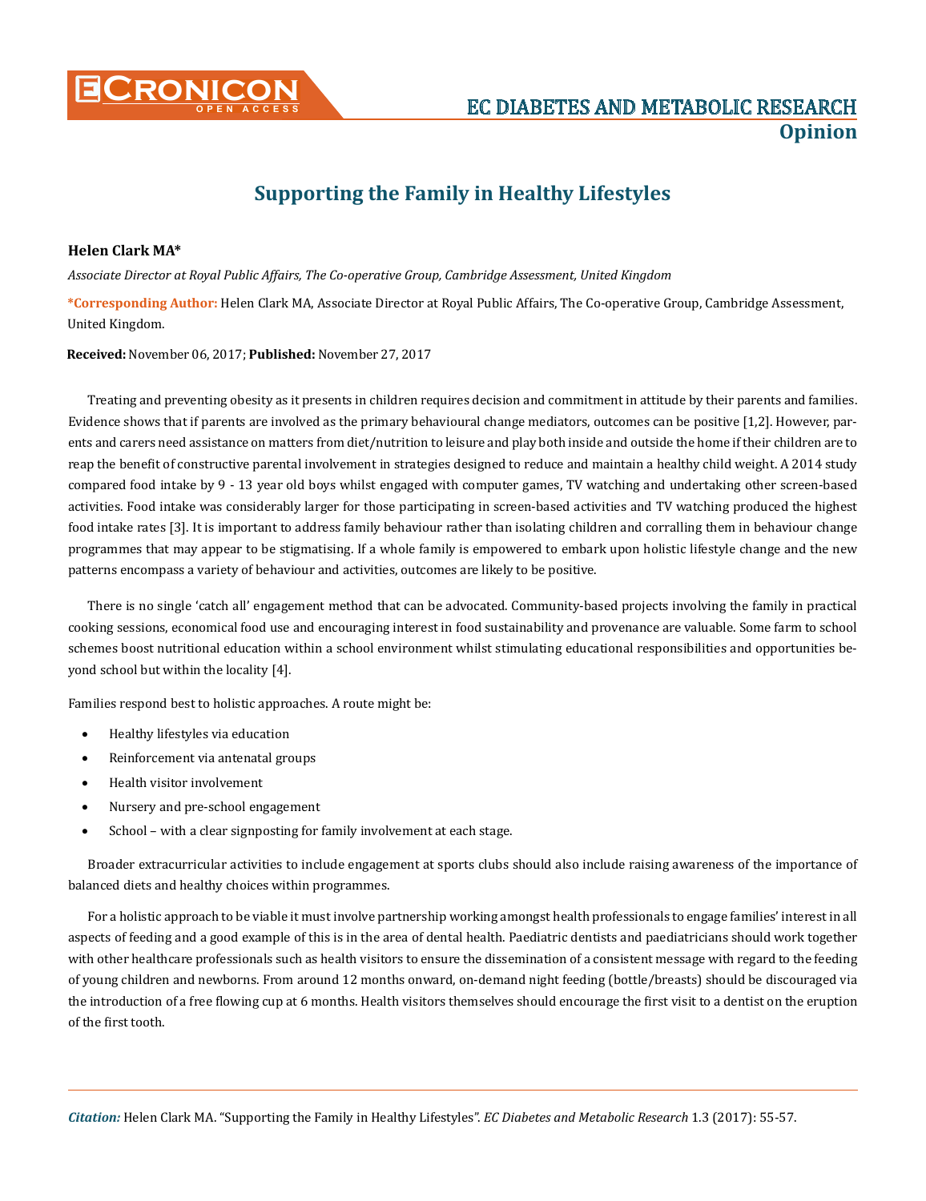**EC DIABETES AND METABOLIC RESEARCH**

**Opinion**

# Supporting the Family in Healthy Lifestyles

**Helen Clark MA***

*Associate Director at Royal Public Affairs, The Co-operative Group, Cambridge Assessment, United Kingdom*

***Corresponding Author:** Helen Clark MA, Associate Director at Royal Public Affairs, The Co-operative Group, Cambridge Assessment, United Kingdom.

**Received:** November 06, 2017; **Published:** November 27, 2017

Treating and preventing obesity as it presents in children requires decision and commitment in attitude by their parents and families. Evidence shows that if parents are involved as the primary behavioural change mediators, outcomes can be positive [1,2]. However, parents and carers need assistance on matters from diet/nutrition to leisure and play both inside and outside the home if their children are to reap the benefit of constructive parental involvement in strategies designed to reduce and maintain a healthy child weight. A 2014 study compared food intake by 9 - 13 year old boys whilst engaged with computer games, TV watching and undertaking other screen-based activities. Food intake was considerably larger for those participating in screen-based activities and TV watching produced the highest food intake rates [3]. It is important to address family behaviour rather than isolating children and corralling them in behaviour change programmes that may appear to be stigmatising. If a whole family is empowered to embark upon holistic lifestyle change and the new patterns encompass a variety of behaviour and activities, outcomes are likely to be positive.

There is no single 'catch all' engagement method that can be advocated. Community-based projects involving the family in practical cooking sessions, economical food use and encouraging interest in food sustainability and provenance are valuable. Some farm to school schemes boost nutritional education within a school environment whilst stimulating educational responsibilities and opportunities beyond school but within the locality [4].

Families respond best to holistic approaches. A route might be:

- Healthy lifestyles via education
- Reinforcement via antenatal groups
- Health visitor involvement
- Nursery and pre-school engagement
- School – with a clear signposting for family involvement at each stage.

Broader extracurricular activities to include engagement at sports clubs should also include raising awareness of the importance of balanced diets and healthy choices within programmes.

For a holistic approach to be viable it must involve partnership working amongst health professionals to engage families' interest in all aspects of feeding and a good example of this is in the area of dental health. Paediatric dentists and paediatricians should work together with other healthcare professionals such as health visitors to ensure the dissemination of a consistent message with regard to the feeding of young children and newborns. From around 12 months onward, on-demand night feeding (bottle/breasts) should be discouraged via the introduction of a free flowing cup at 6 months. Health visitors themselves should encourage the first visit to a dentist on the eruption of the first tooth.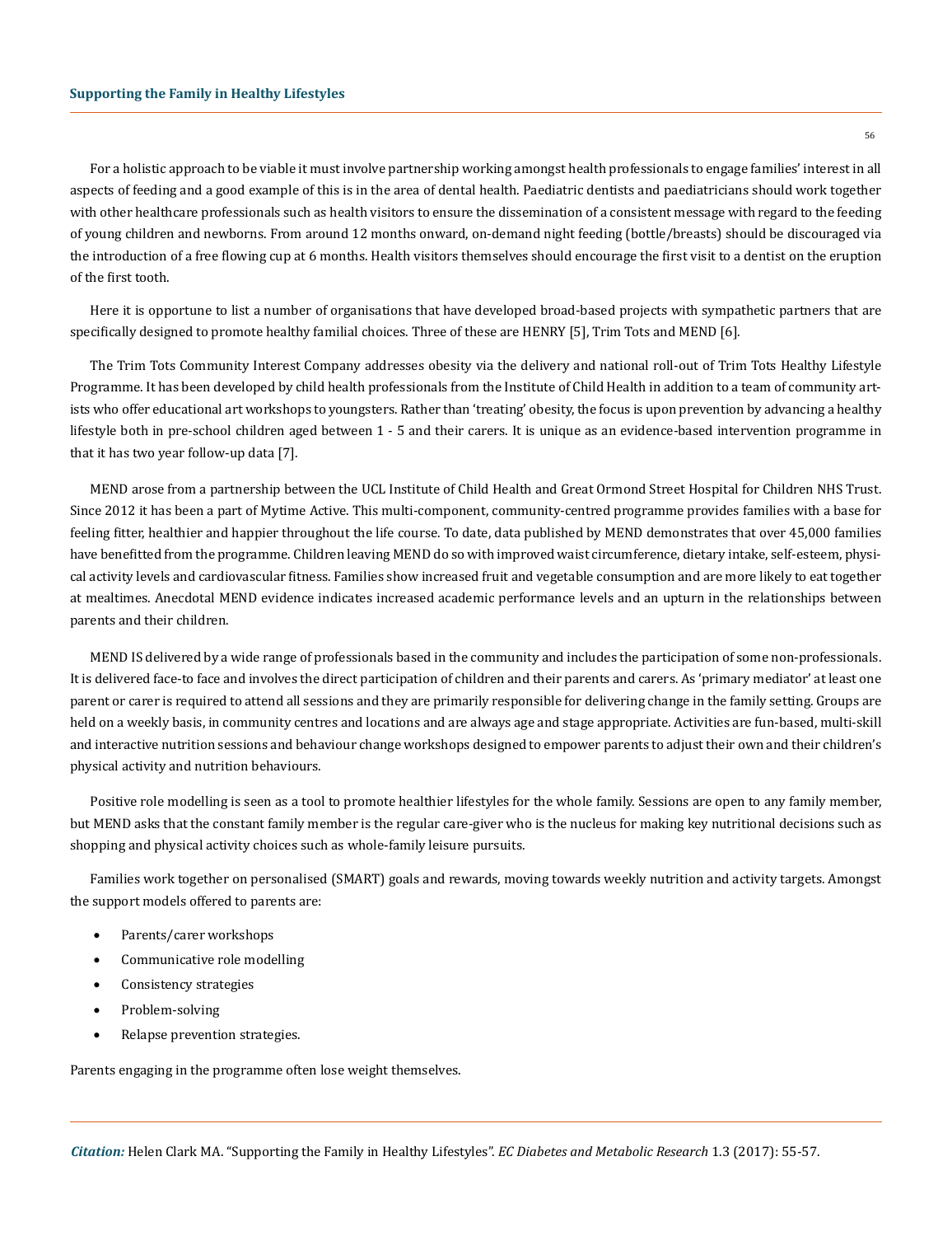For a holistic approach to be viable it must involve partnership working amongst health professionals to engage families' interest in all aspects of feeding and a good example of this is in the area of dental health. Paediatric dentists and paediatricians should work together with other healthcare professionals such as health visitors to ensure the dissemination of a consistent message with regard to the feeding of young children and newborns. From around 12 months onward, on-demand night feeding (bottle/breasts) should be discouraged via the introduction of a free flowing cup at 6 months. Health visitors themselves should encourage the first visit to a dentist on the eruption of the first tooth.

Here it is opportune to list a number of organisations that have developed broad-based projects with sympathetic partners that are specifically designed to promote healthy familial choices. Three of these are HENRY [5], Trim Tots and MEND [6].

The Trim Tots Community Interest Company addresses obesity via the delivery and national roll-out of Trim Tots Healthy Lifestyle Programme. It has been developed by child health professionals from the Institute of Child Health in addition to a team of community artists who offer educational art workshops to youngsters. Rather than 'treating' obesity, the focus is upon prevention by advancing a healthy lifestyle both in pre-school children aged between 1 - 5 and their carers. It is unique as an evidence-based intervention programme in that it has two year follow-up data [7].

MEND arose from a partnership between the UCL Institute of Child Health and Great Ormond Street Hospital for Children NHS Trust. Since 2012 it has been a part of Mytime Active. This multi-component, community-centred programme provides families with a base for feeling fitter, healthier and happier throughout the life course. To date, data published by MEND demonstrates that over 45,000 families have benefitted from the programme. Children leaving MEND do so with improved waist circumference, dietary intake, self-esteem, physical activity levels and cardiovascular fitness. Families show increased fruit and vegetable consumption and are more likely to eat together at mealtimes. Anecdotal MEND evidence indicates increased academic performance levels and an upturn in the relationships between parents and their children.

MEND IS delivered by a wide range of professionals based in the community and includes the participation of some non-professionals. It is delivered face-to face and involves the direct participation of children and their parents and carers. As 'primary mediator' at least one parent or carer is required to attend all sessions and they are primarily responsible for delivering change in the family setting. Groups are held on a weekly basis, in community centres and locations and are always age and stage appropriate. Activities are fun-based, multi-skill and interactive nutrition sessions and behaviour change workshops designed to empower parents to adjust their own and their children's physical activity and nutrition behaviours.

Positive role modelling is seen as a tool to promote healthier lifestyles for the whole family. Sessions are open to any family member, but MEND asks that the constant family member is the regular care-giver who is the nucleus for making key nutritional decisions such as shopping and physical activity choices such as whole-family leisure pursuits.

Families work together on personalised (SMART) goals and rewards, moving towards weekly nutrition and activity targets. Amongst the support models offered to parents are:

- Parents/carer workshops
- Communicative role modelling
- Consistency strategies
- Problem-solving
- Relapse prevention strategies.

Parents engaging in the programme often lose weight themselves.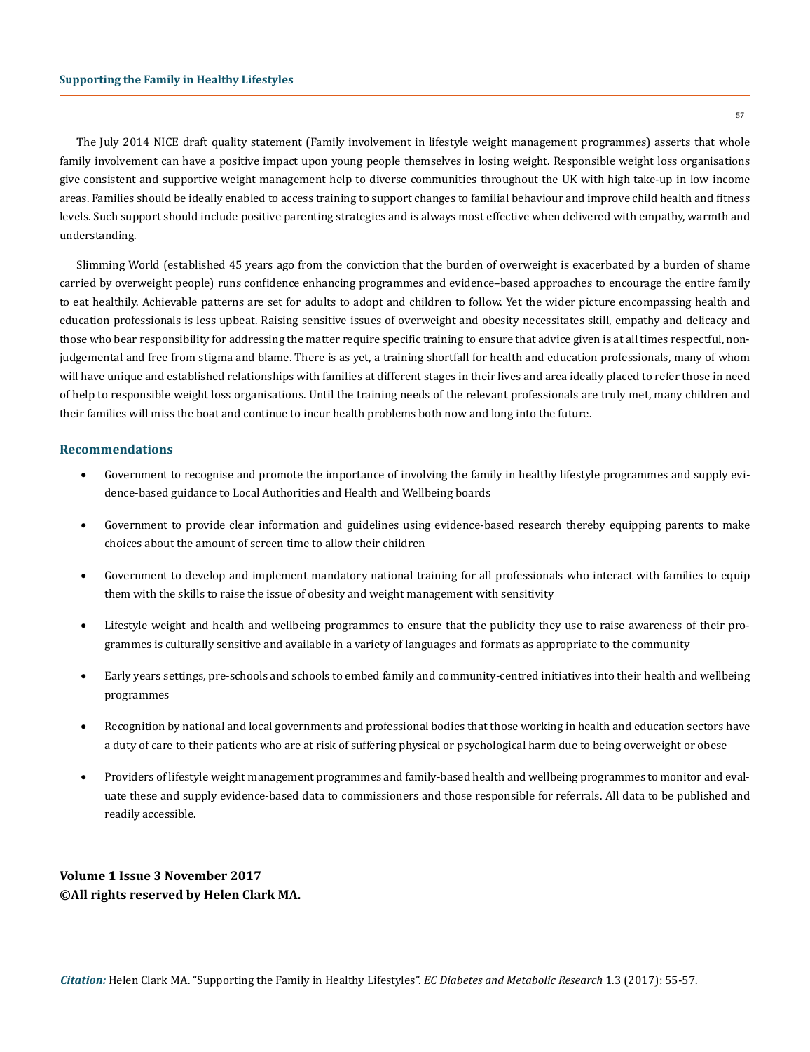The July 2014 NICE draft quality statement (Family involvement in lifestyle weight management programmes) asserts that whole family involvement can have a positive impact upon young people themselves in losing weight. Responsible weight loss organisations give consistent and supportive weight management help to diverse communities throughout the UK with high take-up in low income areas. Families should be ideally enabled to access training to support changes to familial behaviour and improve child health and fitness levels. Such support should include positive parenting strategies and is always most effective when delivered with empathy, warmth and understanding.

Slimming World (established 45 years ago from the conviction that the burden of overweight is exacerbated by a burden of shame carried by overweight people) runs confidence enhancing programmes and evidence–based approaches to encourage the entire family to eat healthily. Achievable patterns are set for adults to adopt and children to follow. Yet the wider picture encompassing health and education professionals is less upbeat. Raising sensitive issues of overweight and obesity necessitates skill, empathy and delicacy and those who bear responsibility for addressing the matter require specific training to ensure that advice given is at all times respectful, non-judgemental and free from stigma and blame. There is as yet, a training shortfall for health and education professionals, many of whom will have unique and established relationships with families at different stages in their lives and area ideally placed to refer those in need of help to responsible weight loss organisations. Until the training needs of the relevant professionals are truly met, many children and their families will miss the boat and continue to incur health problems both now and long into the future.

## Recommendations

- Government to recognise and promote the importance of involving the family in healthy lifestyle programmes and supply evidence-based guidance to Local Authorities and Health and Wellbeing boards
- Government to provide clear information and guidelines using evidence-based research thereby equipping parents to make choices about the amount of screen time to allow their children
- Government to develop and implement mandatory national training for all professionals who interact with families to equip them with the skills to raise the issue of obesity and weight management with sensitivity
- Lifestyle weight and health and wellbeing programmes to ensure that the publicity they use to raise awareness of their programmes is culturally sensitive and available in a variety of languages and formats as appropriate to the community
- Early years settings, pre-schools and schools to embed family and community-centred initiatives into their health and wellbeing programmes
- Recognition by national and local governments and professional bodies that those working in health and education sectors have a duty of care to their patients who are at risk of suffering physical or psychological harm due to being overweight or obese
- Providers of lifestyle weight management programmes and family-based health and wellbeing programmes to monitor and evaluate these and supply evidence-based data to commissioners and those responsible for referrals. All data to be published and readily accessible.

**Volume 1 Issue 3 November 2017**
**©All rights reserved by Helen Clark MA.**